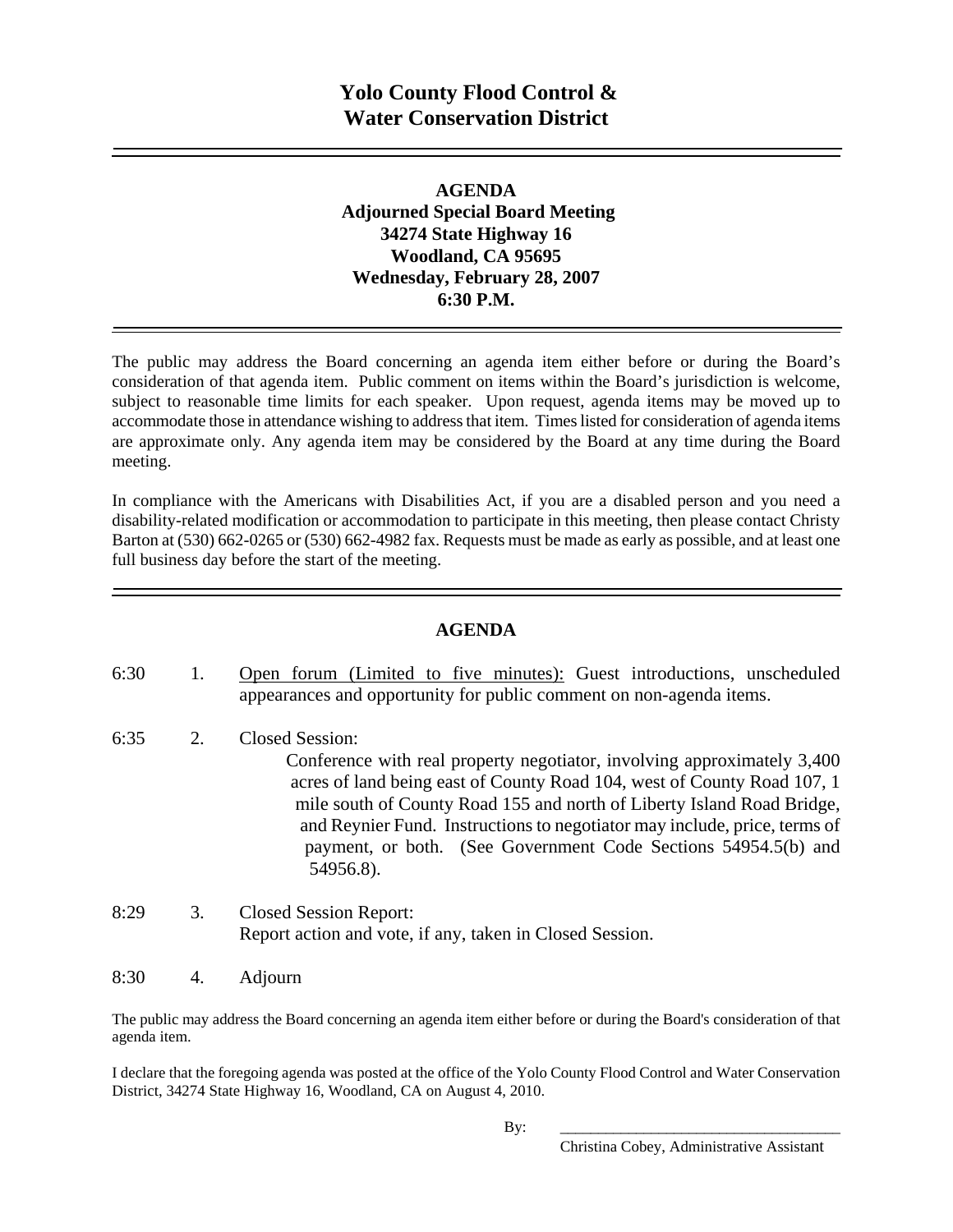# Yolo County Flood Control & Water Conservation District

---

**AGENDA**
**Adjourned Special Board Meeting**
**34274 State Highway 16**
**Woodland, CA 95695**
**Wednesday, February 28, 2007**
**6:30 P.M.**

---

The public may address the Board concerning an agenda item either before or during the Board's consideration of that agenda item. Public comment on items within the Board's jurisdiction is welcome, subject to reasonable time limits for each speaker. Upon request, agenda items may be moved up to accommodate those in attendance wishing to address that item. Times listed for consideration of agenda items are approximate only. Any agenda item may be considered by the Board at any time during the Board meeting.

In compliance with the Americans with Disabilities Act, if you are a disabled person and you need a disability-related modification or accommodation to participate in this meeting, then please contact Christy Barton at (530) 662-0265 or (530) 662-4982 fax. Requests must be made as early as possible, and at least one full business day before the start of the meeting.

---

## AGENDA

6:30 1. Open forum (Limited to five minutes): Guest introductions, unscheduled appearances and opportunity for public comment on non-agenda items.

6:35 2. Closed Session:
Conference with real property negotiator, involving approximately 3,400 acres of land being east of County Road 104, west of County Road 107, 1 mile south of County Road 155 and north of Liberty Island Road Bridge, and Reynier Fund. Instructions to negotiator may include, price, terms of payment, or both. (See Government Code Sections 54954.5(b) and 54956.8).

8:29 3. Closed Session Report:
Report action and vote, if any, taken in Closed Session.

8:30 4. Adjourn

The public may address the Board concerning an agenda item either before or during the Board's consideration of that agenda item.

I declare that the foregoing agenda was posted at the office of the Yolo County Flood Control and Water Conservation District, 34274 State Highway 16, Woodland, CA on August 4, 2010.

By: ______________________________
Christina Cobey, Administrative Assistant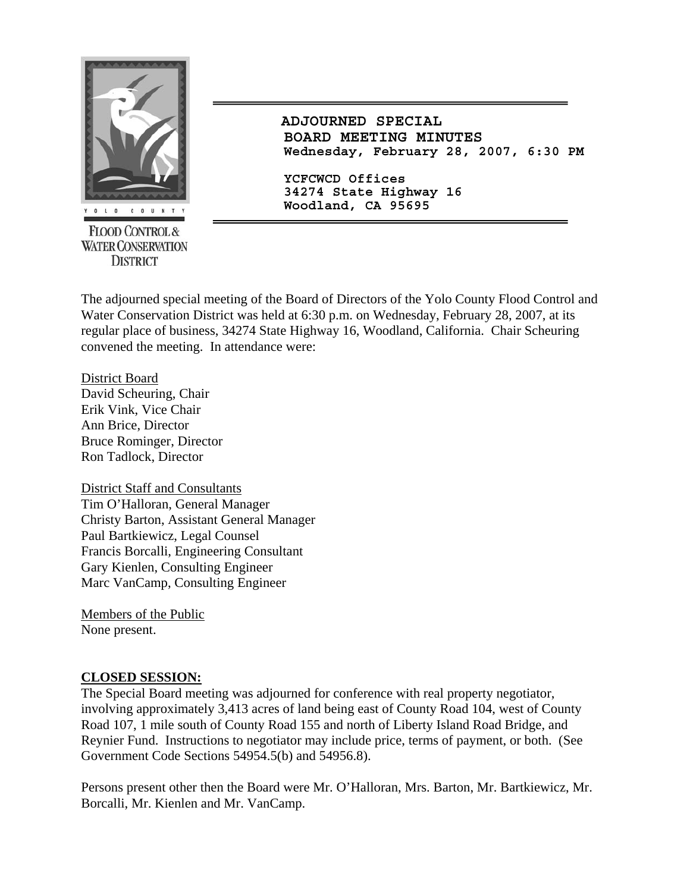**FLOOD CONTROL & WATER CONSERVATION DISTRICT**

# ADJOURNED SPECIAL BOARD MEETING MINUTES

**Wednesday, February 28, 2007, 6:30 PM**

**YCFCWCD Offices**
**34274 State Highway 16**
**Woodland, CA 95695**

The adjourned special meeting of the Board of Directors of the Yolo County Flood Control and Water Conservation District was held at 6:30 p.m. on Wednesday, February 28, 2007, at its regular place of business, 34274 State Highway 16, Woodland, California. Chair Scheuring convened the meeting. In attendance were:

District Board
David Scheuring, Chair
Erik Vink, Vice Chair
Ann Brice, Director
Bruce Rominger, Director
Ron Tadlock, Director

District Staff and Consultants
Tim O'Halloran, General Manager
Christy Barton, Assistant General Manager
Paul Bartkiewicz, Legal Counsel
Francis Borcalli, Engineering Consultant
Gary Kienlen, Consulting Engineer
Marc VanCamp, Consulting Engineer

Members of the Public
None present.

**CLOSED SESSION:**

The Special Board meeting was adjourned for conference with real property negotiator, involving approximately 3,413 acres of land being east of County Road 104, west of County Road 107, 1 mile south of County Road 155 and north of Liberty Island Road Bridge, and Reynier Fund. Instructions to negotiator may include price, terms of payment, or both. (See Government Code Sections 54954.5(b) and 54956.8).

Persons present other then the Board were Mr. O'Halloran, Mrs. Barton, Mr. Bartkiewicz, Mr. Borcalli, Mr. Kienlen and Mr. VanCamp.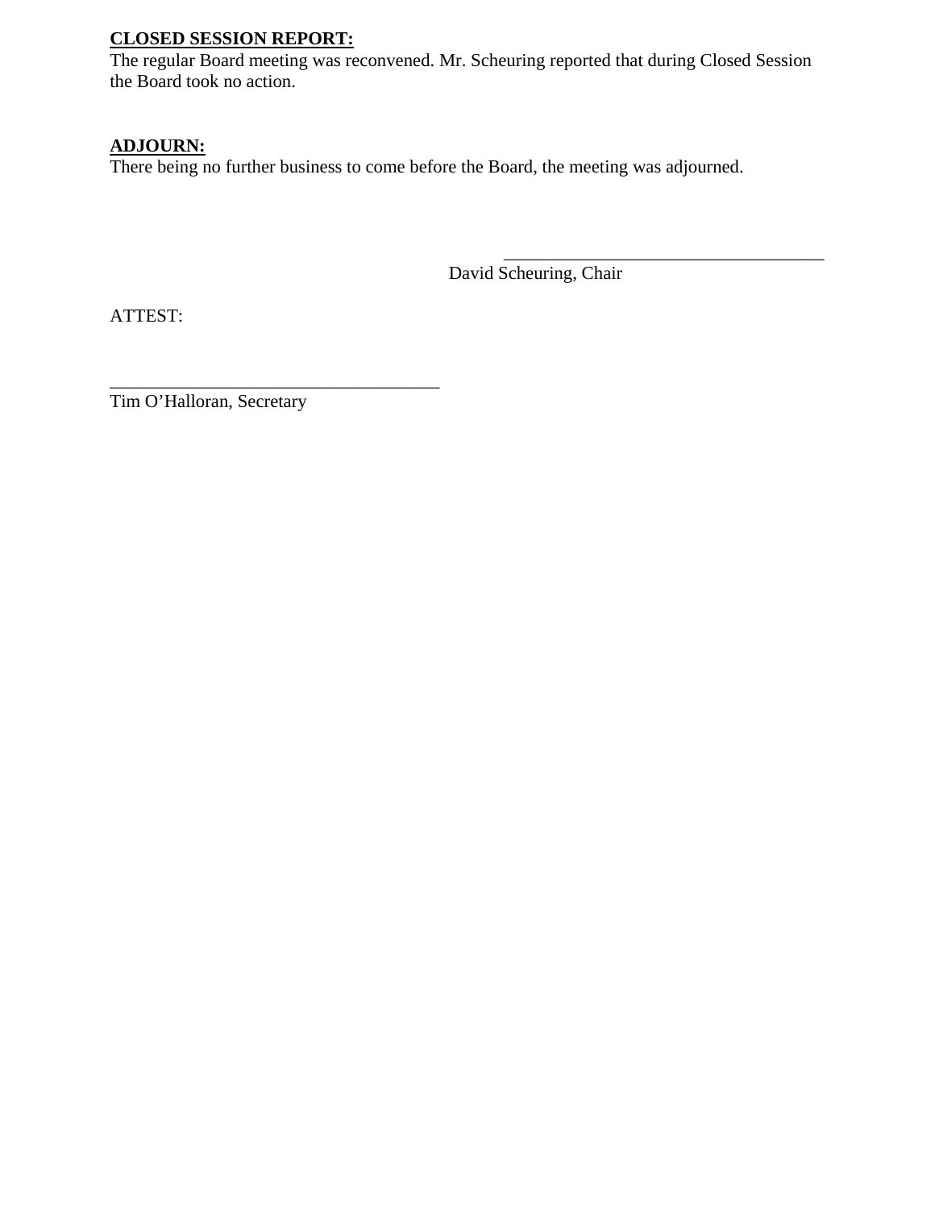**CLOSED SESSION REPORT:**

The regular Board meeting was reconvened. Mr. Scheuring reported that during Closed Session the Board took no action.

**ADJOURN:**

There being no further business to come before the Board, the meeting was adjourned.

\_\_\_\_\_\_\_\_\_\_\_\_\_\_\_\_\_\_\_\_\_\_\_\_\_\_\_\_\_\_\_\_\_\_\_\_

David Scheuring, Chair

ATTEST:

\_\_\_\_\_\_\_\_\_\_\_\_\_\_\_\_\_\_\_\_\_\_\_\_\_\_\_\_\_\_\_\_\_\_\_\_

Tim O'Halloran, Secretary